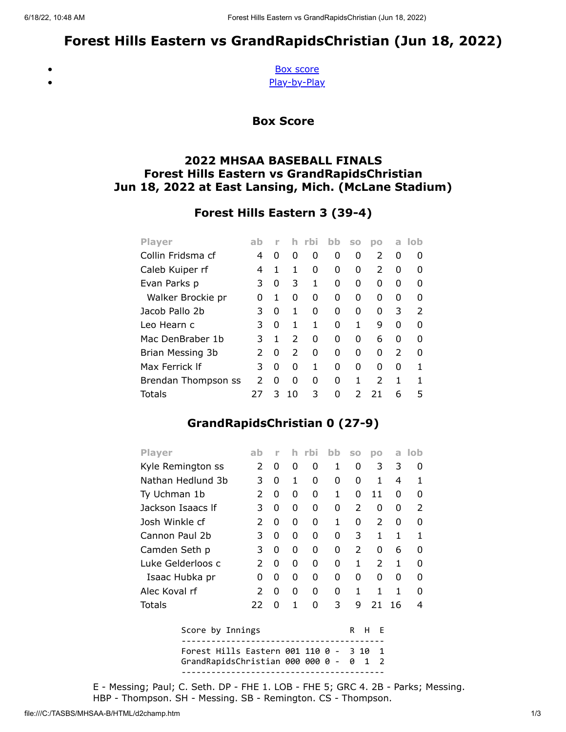# Forest Hills Eastern vs GrandRapidsChristian (Jun 18, 2022)

- Box score
- Play-by-Play

## Box Score

### 2022 MHSAA BASEBALL FINALS
### Forest Hills Eastern vs GrandRapidsChristian
### Jun 18, 2022 at East Lansing, Mich. (McLane Stadium)

### Forest Hills Eastern 3 (39-4)

| Player | ab | r | h | rbi | bb | so | po | a | lob |
|---|---|---|---|---|---|---|---|---|---|
| Collin Fridsma cf | 4 | 0 | 0 | 0 | 0 | 0 | 2 | 0 | 0 |
| Caleb Kuiper rf | 4 | 1 | 1 | 0 | 0 | 0 | 2 | 0 | 0 |
| Evan Parks p | 3 | 0 | 3 | 1 | 0 | 0 | 0 | 0 | 0 |
| Walker Brockie pr | 0 | 1 | 0 | 0 | 0 | 0 | 0 | 0 | 0 |
| Jacob Pallo 2b | 3 | 0 | 1 | 0 | 0 | 0 | 0 | 3 | 2 |
| Leo Hearn c | 3 | 0 | 1 | 1 | 0 | 1 | 9 | 0 | 0 |
| Mac DenBraber 1b | 3 | 1 | 2 | 0 | 0 | 0 | 6 | 0 | 0 |
| Brian Messing 3b | 2 | 0 | 2 | 0 | 0 | 0 | 0 | 2 | 0 |
| Max Ferrick lf | 3 | 0 | 0 | 1 | 0 | 0 | 0 | 0 | 1 |
| Brendan Thompson ss | 2 | 0 | 0 | 0 | 0 | 1 | 2 | 1 | 1 |
| Totals | 27 | 3 | 10 | 3 | 0 | 2 | 21 | 6 | 5 |

### GrandRapidsChristian 0 (27-9)

| Player | ab | r | h | rbi | bb | so | po | a | lob |
|---|---|---|---|---|---|---|---|---|---|
| Kyle Remington ss | 2 | 0 | 0 | 0 | 1 | 0 | 3 | 3 | 0 |
| Nathan Hedlund 3b | 3 | 0 | 1 | 0 | 0 | 0 | 1 | 4 | 1 |
| Ty Uchman 1b | 2 | 0 | 0 | 0 | 1 | 0 | 11 | 0 | 0 |
| Jackson Isaacs lf | 3 | 0 | 0 | 0 | 0 | 2 | 0 | 0 | 2 |
| Josh Winkle cf | 2 | 0 | 0 | 0 | 1 | 0 | 2 | 0 | 0 |
| Cannon Paul 2b | 3 | 0 | 0 | 0 | 0 | 3 | 1 | 1 | 1 |
| Camden Seth p | 3 | 0 | 0 | 0 | 0 | 2 | 0 | 6 | 0 |
| Luke Gelderloos c | 2 | 0 | 0 | 0 | 0 | 1 | 2 | 1 | 0 |
| Isaac Hubka pr | 0 | 0 | 0 | 0 | 0 | 0 | 0 | 0 | 0 |
| Alec Koval rf | 2 | 0 | 0 | 0 | 0 | 1 | 1 | 1 | 0 |
| Totals | 22 | 0 | 1 | 0 | 3 | 9 | 21 | 16 | 4 |

```
Score by Innings                     R  H  E
----------------------------------------
Forest Hills Eastern 001 110 0 -  3 10  1
GrandRapidsChristian 000 000 0 -  0  1  2
----------------------------------------
```

E - Messing; Paul; C. Seth. DP - FHE 1. LOB - FHE 5; GRC 4. 2B - Parks; Messing. HBP - Thompson. SH - Messing. SB - Remington. CS - Thompson.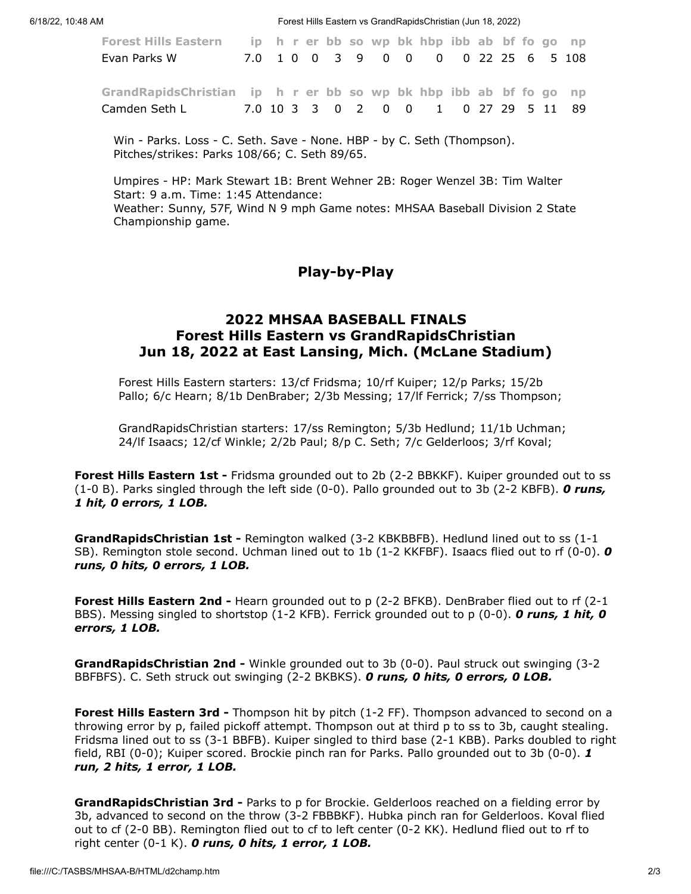| Forest Hills Eastern | ip | h | r | er | bb | so | wp | bk | hbp | ibb | ab | bf | fo | go | np |
|---|---|---|---|---|---|---|---|---|---|---|---|---|---|---|---|
| Evan Parks W | 7.0 | 1 | 0 | 0 | 3 | 9 | 0 | 0 | 0 | 0 | 22 | 25 | 6 | 5 | 108 |

| GrandRapidsChristian | ip | h | r | er | bb | so | wp | bk | hbp | ibb | ab | bf | fo | go | np |
|---|---|---|---|---|---|---|---|---|---|---|---|---|---|---|---|
| Camden Seth L | 7.0 | 10 | 3 | 3 | 0 | 2 | 0 | 0 | 1 | 0 | 27 | 29 | 5 | 11 | 89 |

Win - Parks. Loss - C. Seth. Save - None. HBP - by C. Seth (Thompson).
Pitches/strikes: Parks 108/66; C. Seth 89/65.

Umpires - HP: Mark Stewart 1B: Brent Wehner 2B: Roger Wenzel 3B: Tim Walter
Start: 9 a.m. Time: 1:45 Attendance:
Weather: Sunny, 57F, Wind N 9 mph Game notes: MHSAA Baseball Division 2 State Championship game.

## Play-by-Play

### 2022 MHSAA BASEBALL FINALS
### Forest Hills Eastern vs GrandRapidsChristian
### Jun 18, 2022 at East Lansing, Mich. (McLane Stadium)

Forest Hills Eastern starters: 13/cf Fridsma; 10/rf Kuiper; 12/p Parks; 15/2b Pallo; 6/c Hearn; 8/1b DenBraber; 2/3b Messing; 17/lf Ferrick; 7/ss Thompson;

GrandRapidsChristian starters: 17/ss Remington; 5/3b Hedlund; 11/1b Uchman; 24/lf Isaacs; 12/cf Winkle; 2/2b Paul; 8/p C. Seth; 7/c Gelderloos; 3/rf Koval;

**Forest Hills Eastern 1st -** Fridsma grounded out to 2b (2-2 BBKKF). Kuiper grounded out to ss (1-0 B). Parks singled through the left side (0-0). Pallo grounded out to 3b (2-2 KBFB). ***0 runs, 1 hit, 0 errors, 1 LOB.***

**GrandRapidsChristian 1st -** Remington walked (3-2 KBKBBFB). Hedlund lined out to ss (1-1 SB). Remington stole second. Uchman lined out to 1b (1-2 KKFBF). Isaacs flied out to rf (0-0). ***0 runs, 0 hits, 0 errors, 1 LOB.***

**Forest Hills Eastern 2nd -** Hearn grounded out to p (2-2 BFKB). DenBraber flied out to rf (2-1 BBS). Messing singled to shortstop (1-2 KFB). Ferrick grounded out to p (0-0). ***0 runs, 1 hit, 0 errors, 1 LOB.***

**GrandRapidsChristian 2nd -** Winkle grounded out to 3b (0-0). Paul struck out swinging (3-2 BBFBFS). C. Seth struck out swinging (2-2 BKBKS). ***0 runs, 0 hits, 0 errors, 0 LOB.***

**Forest Hills Eastern 3rd -** Thompson hit by pitch (1-2 FF). Thompson advanced to second on a throwing error by p, failed pickoff attempt. Thompson out at third p to ss to 3b, caught stealing. Fridsma lined out to ss (3-1 BBFB). Kuiper singled to third base (2-1 KBB). Parks doubled to right field, RBI (0-0); Kuiper scored. Brockie pinch ran for Parks. Pallo grounded out to 3b (0-0). ***1 run, 2 hits, 1 error, 1 LOB.***

**GrandRapidsChristian 3rd -** Parks to p for Brockie. Gelderloos reached on a fielding error by 3b, advanced to second on the throw (3-2 FBBBKF). Hubka pinch ran for Gelderloos. Koval flied out to cf (2-0 BB). Remington flied out to cf to left center (0-2 KK). Hedlund flied out to rf to right center (0-1 K). ***0 runs, 0 hits, 1 error, 1 LOB.***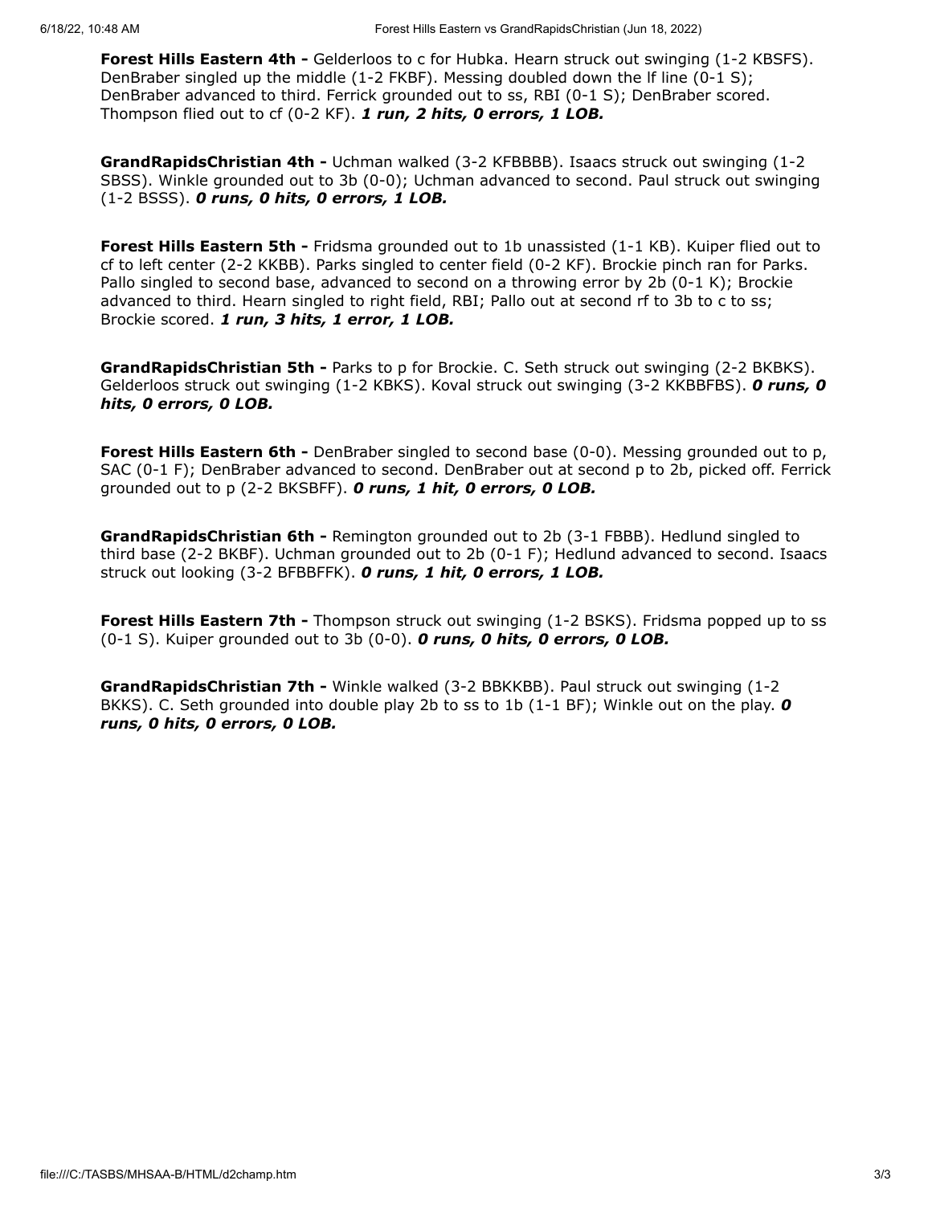**Forest Hills Eastern 4th -** Gelderloos to c for Hubka. Hearn struck out swinging (1-2 KBSFS). DenBraber singled up the middle (1-2 FKBF). Messing doubled down the lf line (0-1 S); DenBraber advanced to third. Ferrick grounded out to ss, RBI (0-1 S); DenBraber scored. Thompson flied out to cf (0-2 KF). ***1 run, 2 hits, 0 errors, 1 LOB.***

**GrandRapidsChristian 4th -** Uchman walked (3-2 KFBBBB). Isaacs struck out swinging (1-2 SBSS). Winkle grounded out to 3b (0-0); Uchman advanced to second. Paul struck out swinging (1-2 BSSS). ***0 runs, 0 hits, 0 errors, 1 LOB.***

**Forest Hills Eastern 5th -** Fridsma grounded out to 1b unassisted (1-1 KB). Kuiper flied out to cf to left center (2-2 KKBB). Parks singled to center field (0-2 KF). Brockie pinch ran for Parks. Pallo singled to second base, advanced to second on a throwing error by 2b (0-1 K); Brockie advanced to third. Hearn singled to right field, RBI; Pallo out at second rf to 3b to c to ss; Brockie scored. ***1 run, 3 hits, 1 error, 1 LOB.***

**GrandRapidsChristian 5th -** Parks to p for Brockie. C. Seth struck out swinging (2-2 BKBKS). Gelderloos struck out swinging (1-2 KBKS). Koval struck out swinging (3-2 KKBBFBS). ***0 runs, 0 hits, 0 errors, 0 LOB.***

**Forest Hills Eastern 6th -** DenBraber singled to second base (0-0). Messing grounded out to p, SAC (0-1 F); DenBraber advanced to second. DenBraber out at second p to 2b, picked off. Ferrick grounded out to p (2-2 BKSBFF). ***0 runs, 1 hit, 0 errors, 0 LOB.***

**GrandRapidsChristian 6th -** Remington grounded out to 2b (3-1 FBBB). Hedlund singled to third base (2-2 BKBF). Uchman grounded out to 2b (0-1 F); Hedlund advanced to second. Isaacs struck out looking (3-2 BFBBFFK). ***0 runs, 1 hit, 0 errors, 1 LOB.***

**Forest Hills Eastern 7th -** Thompson struck out swinging (1-2 BSKS). Fridsma popped up to ss (0-1 S). Kuiper grounded out to 3b (0-0). ***0 runs, 0 hits, 0 errors, 0 LOB.***

**GrandRapidsChristian 7th -** Winkle walked (3-2 BBKKBB). Paul struck out swinging (1-2 BKKS). C. Seth grounded into double play 2b to ss to 1b (1-1 BF); Winkle out on the play. ***0 runs, 0 hits, 0 errors, 0 LOB.***